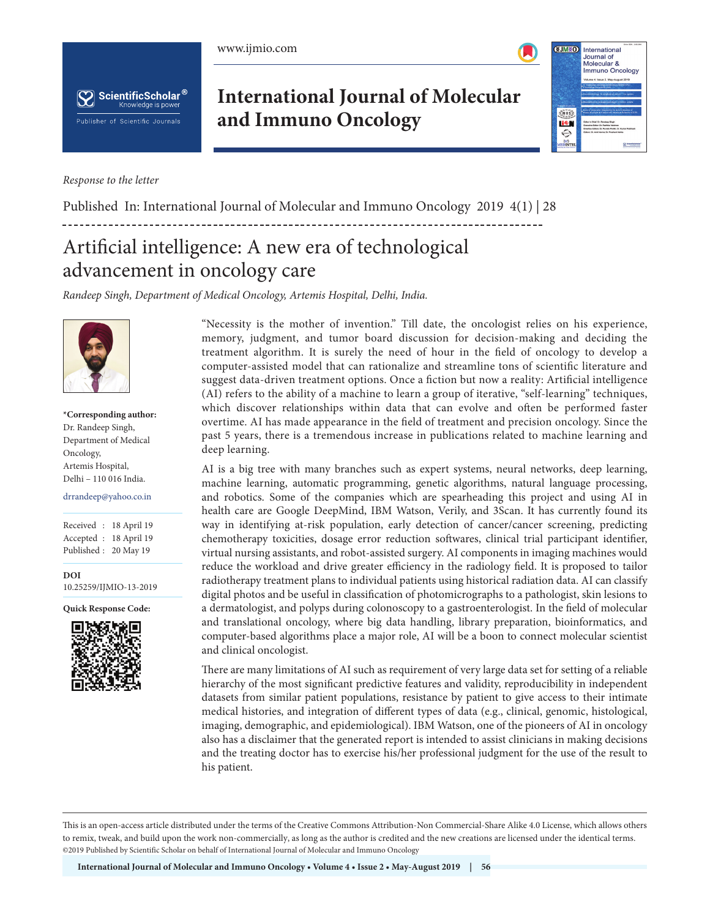*Response to the letter*

Published In: International Journal of Molecular and Immuno Oncology 2019 4(1) | 28

# Artificial intelligence: A new era of technological advancement in oncology care

*Randeep Singh, Department of Medical Oncology, Artemis Hospital, Delhi, India.*

**\*Corresponding author:**
Dr. Randeep Singh,
Department of Medical Oncology,
Artemis Hospital,
Delhi – 110 016 India.

drrandeep@yahoo.co.in

Received : 18 April 19
Accepted : 18 April 19
Published : 20 May 19

**DOI**
10.25259/IJMIO-13-2019

**Quick Response Code:**

"Necessity is the mother of invention." Till date, the oncologist relies on his experience, memory, judgment, and tumor board discussion for decision-making and deciding the treatment algorithm. It is surely the need of hour in the field of oncology to develop a computer-assisted model that can rationalize and streamline tons of scientific literature and suggest data-driven treatment options. Once a fiction but now a reality: Artificial intelligence (AI) refers to the ability of a machine to learn a group of iterative, "self-learning" techniques, which discover relationships within data that can evolve and often be performed faster overtime. AI has made appearance in the field of treatment and precision oncology. Since the past 5 years, there is a tremendous increase in publications related to machine learning and deep learning.

AI is a big tree with many branches such as expert systems, neural networks, deep learning, machine learning, automatic programming, genetic algorithms, natural language processing, and robotics. Some of the companies which are spearheading this project and using AI in health care are Google DeepMind, IBM Watson, Verily, and 3Scan. It has currently found its way in identifying at-risk population, early detection of cancer/cancer screening, predicting chemotherapy toxicities, dosage error reduction softwares, clinical trial participant identifier, virtual nursing assistants, and robot-assisted surgery. AI components in imaging machines would reduce the workload and drive greater efficiency in the radiology field. It is proposed to tailor radiotherapy treatment plans to individual patients using historical radiation data. AI can classify digital photos and be useful in classification of photomicrographs to a pathologist, skin lesions to a dermatologist, and polyps during colonoscopy to a gastroenterologist. In the field of molecular and translational oncology, where big data handling, library preparation, bioinformatics, and computer-based algorithms place a major role, AI will be a boon to connect molecular scientist and clinical oncologist.

There are many limitations of AI such as requirement of very large data set for setting of a reliable hierarchy of the most significant predictive features and validity, reproducibility in independent datasets from similar patient populations, resistance by patient to give access to their intimate medical histories, and integration of different types of data (e.g., clinical, genomic, histological, imaging, demographic, and epidemiological). IBM Watson, one of the pioneers of AI in oncology also has a disclaimer that the generated report is intended to assist clinicians in making decisions and the treating doctor has to exercise his/her professional judgment for the use of the result to his patient.

This is an open-access article distributed under the terms of the Creative Commons Attribution-Non Commercial-Share Alike 4.0 License, which allows others to remix, tweak, and build upon the work non-commercially, as long as the author is credited and the new creations are licensed under the identical terms.
©2019 Published by Scientific Scholar on behalf of International Journal of Molecular and Immuno Oncology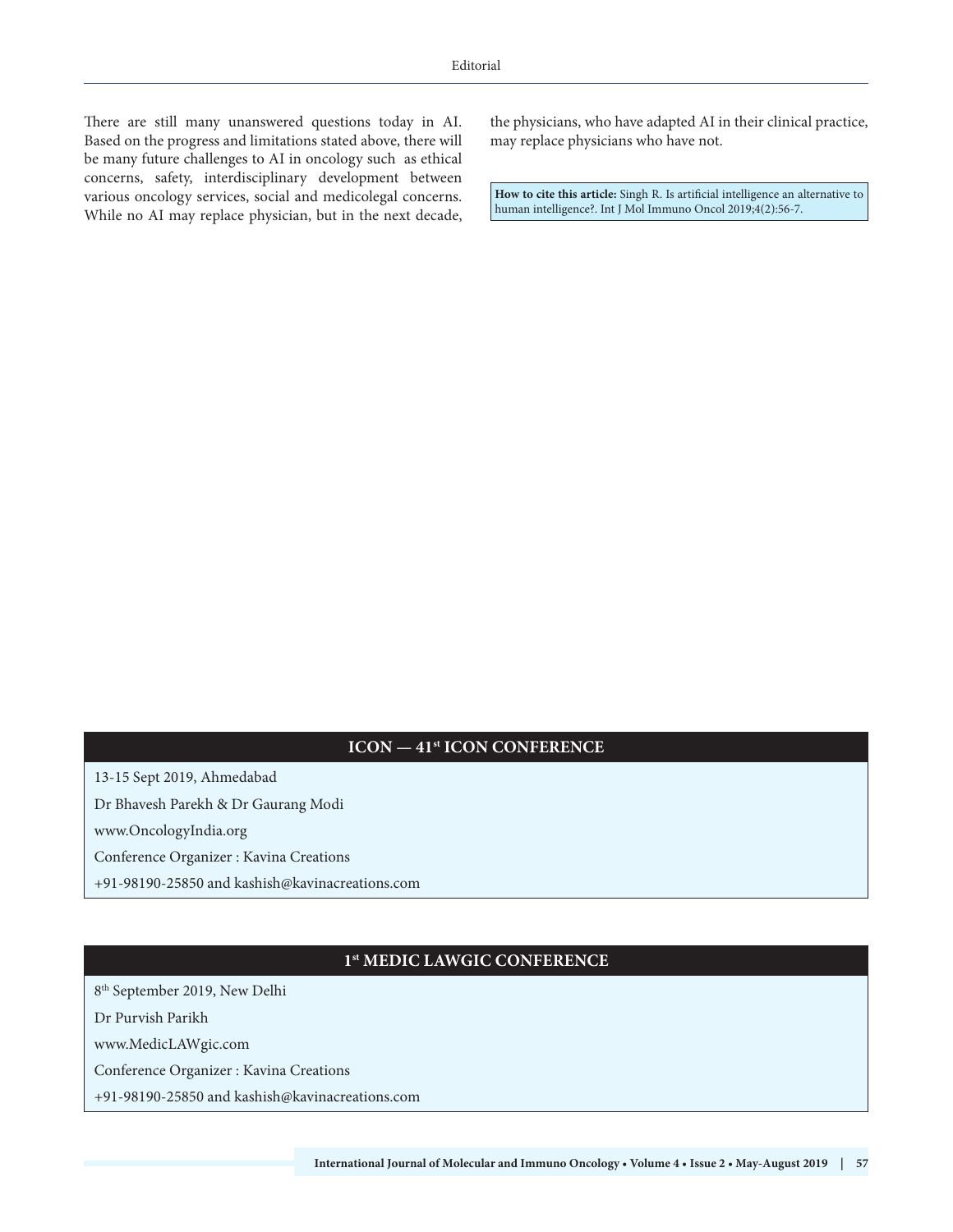There are still many unanswered questions today in AI. Based on the progress and limitations stated above, there will be many future challenges to AI in oncology such as ethical concerns, safety, interdisciplinary development between various oncology services, social and medicolegal concerns. While no AI may replace physician, but in the next decade, the physicians, who have adapted AI in their clinical practice, may replace physicians who have not.

**How to cite this article:** Singh R. Is artificial intelligence an alternative to human intelligence?. Int J Mol Immuno Oncol 2019;4(2):56-7.

## ICON — 41st ICON CONFERENCE

13-15 Sept 2019, Ahmedabad

Dr Bhavesh Parekh & Dr Gaurang Modi

www.OncologyIndia.org

Conference Organizer : Kavina Creations

+91-98190-25850 and kashish@kavinacreations.com

## 1st MEDIC LAWGIC CONFERENCE

8th September 2019, New Delhi

Dr Purvish Parikh

www.MedicLAWgic.com

Conference Organizer : Kavina Creations

+91-98190-25850 and kashish@kavinacreations.com